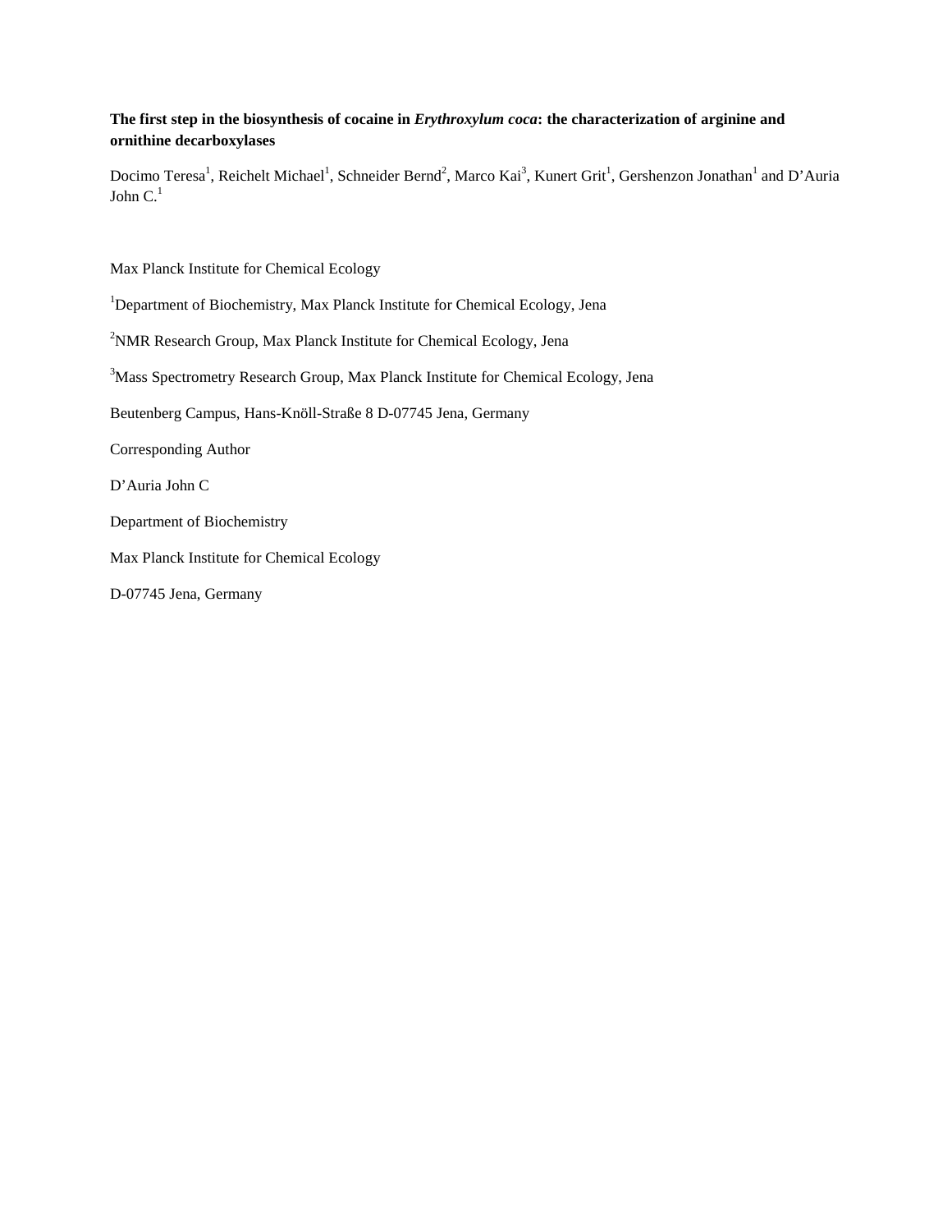**The first step in the biosynthesis of cocaine in *Erythroxylum coca*: the characterization of arginine and ornithine decarboxylases**

Docimo Teresa[1], Reichelt Michael[1], Schneider Bernd[2], Marco Kai[3], Kunert Grit[1], Gershenzon Jonathan[1] and D'Auria John C.[1]

Max Planck Institute for Chemical Ecology

[1]Department of Biochemistry, Max Planck Institute for Chemical Ecology, Jena

[2]NMR Research Group, Max Planck Institute for Chemical Ecology, Jena

[3]Mass Spectrometry Research Group, Max Planck Institute for Chemical Ecology, Jena

Beutenberg Campus, Hans-Knöll-Straße 8 D-07745 Jena, Germany

Corresponding Author

D'Auria John C

Department of Biochemistry

Max Planck Institute for Chemical Ecology

D-07745 Jena, Germany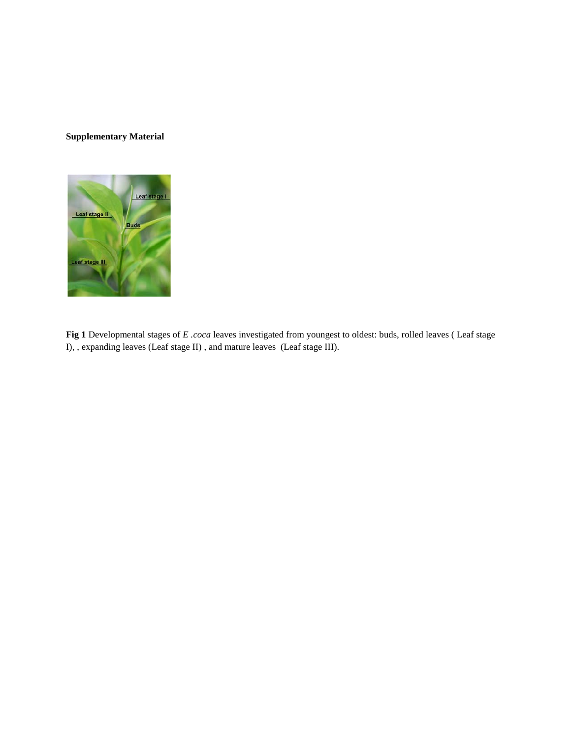**Supplementary Material**

**Fig 1** Developmental stages of *E .coca* leaves investigated from youngest to oldest: buds, rolled leaves ( Leaf stage I), , expanding leaves (Leaf stage II) , and mature leaves (Leaf stage III).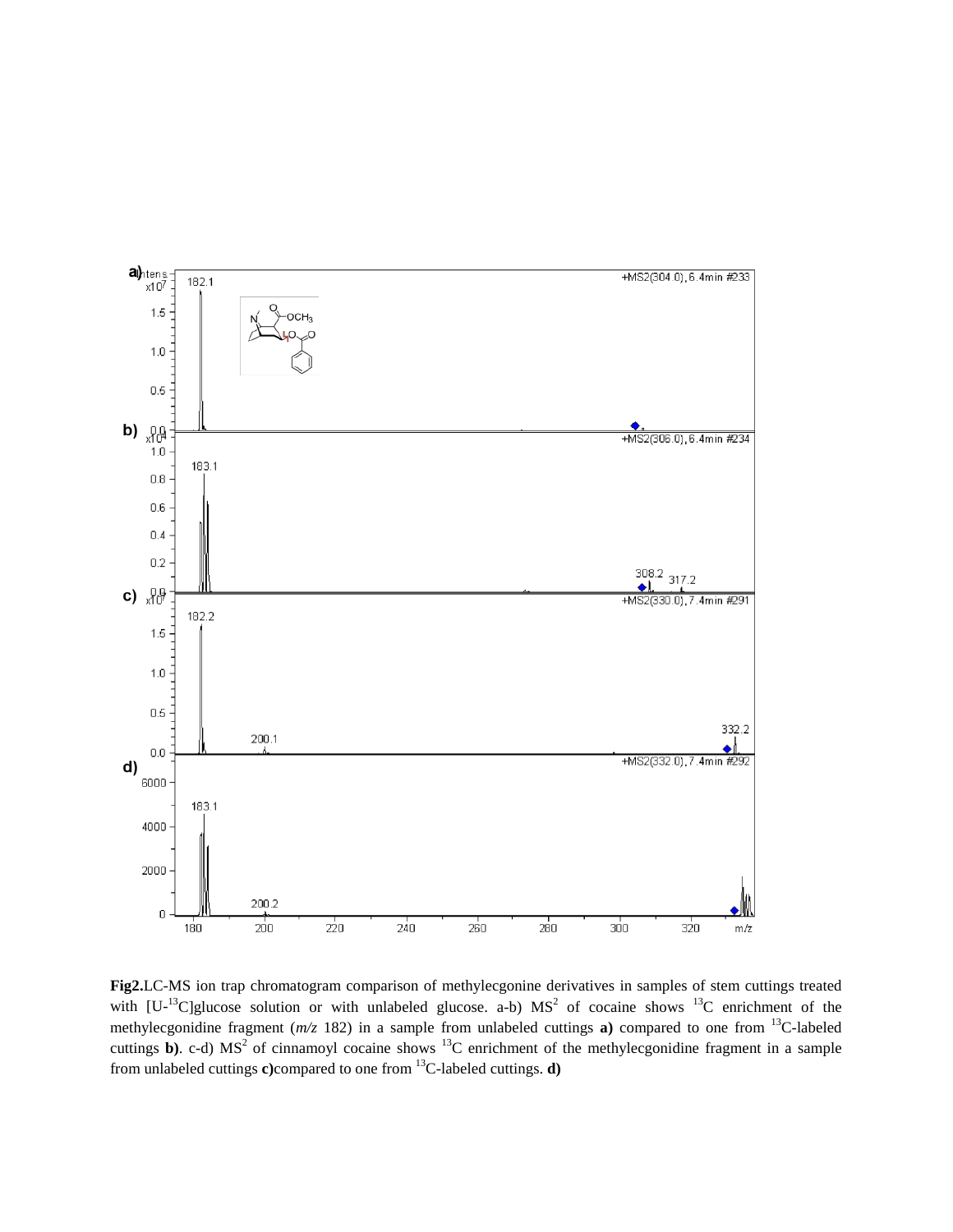**Fig2.**LC-MS ion trap chromatogram comparison of methylecgonine derivatives in samples of stem cuttings treated with [U-$^{13}$C]glucose solution or with unlabeled glucose. a-b) $MS^2$ of cocaine shows $^{13}$C enrichment of the methylecgonidine fragment (*m/z* 182) in a sample from unlabeled cuttings **a)** compared to one from $^{13}$C-labeled cuttings **b)**. c-d) $MS^2$ of cinnamoyl cocaine shows $^{13}$C enrichment of the methylecgonidine fragment in a sample from unlabeled cuttings **c)**compared to one from $^{13}$C-labeled cuttings. **d)**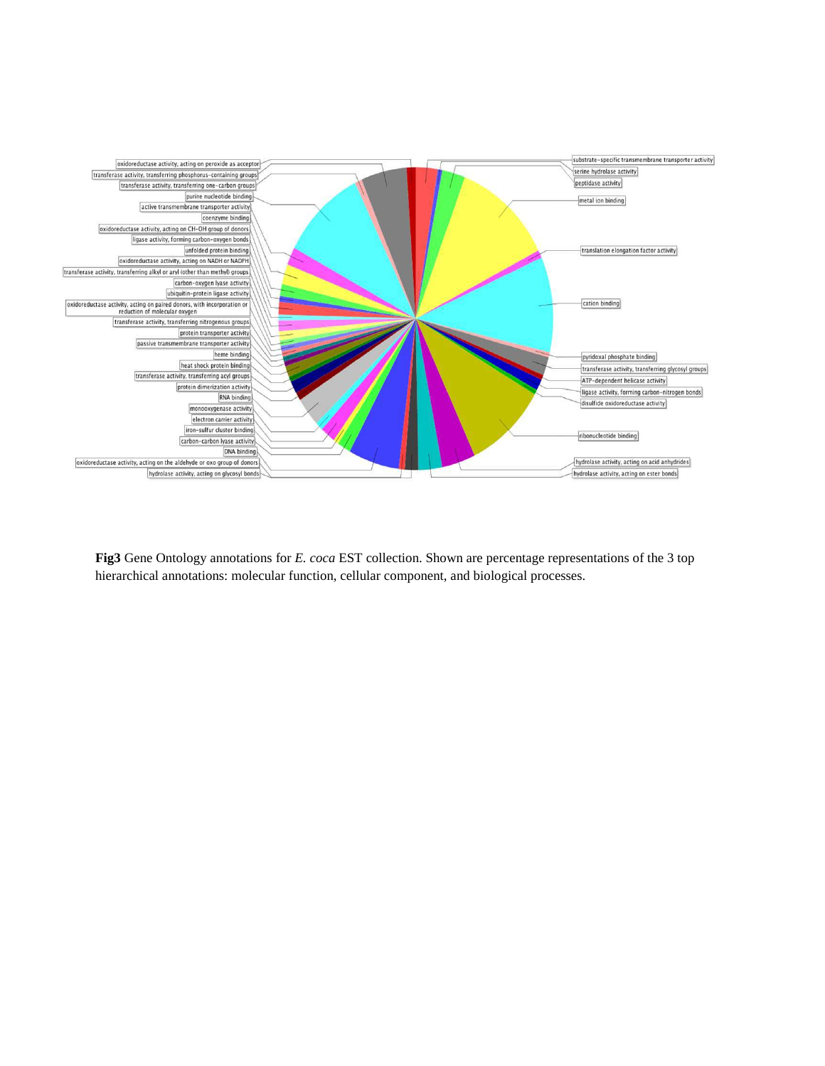**Fig3** Gene Ontology annotations for *E. coca* EST collection. Shown are percentage representations of the 3 top hierarchical annotations: molecular function, cellular component, and biological processes.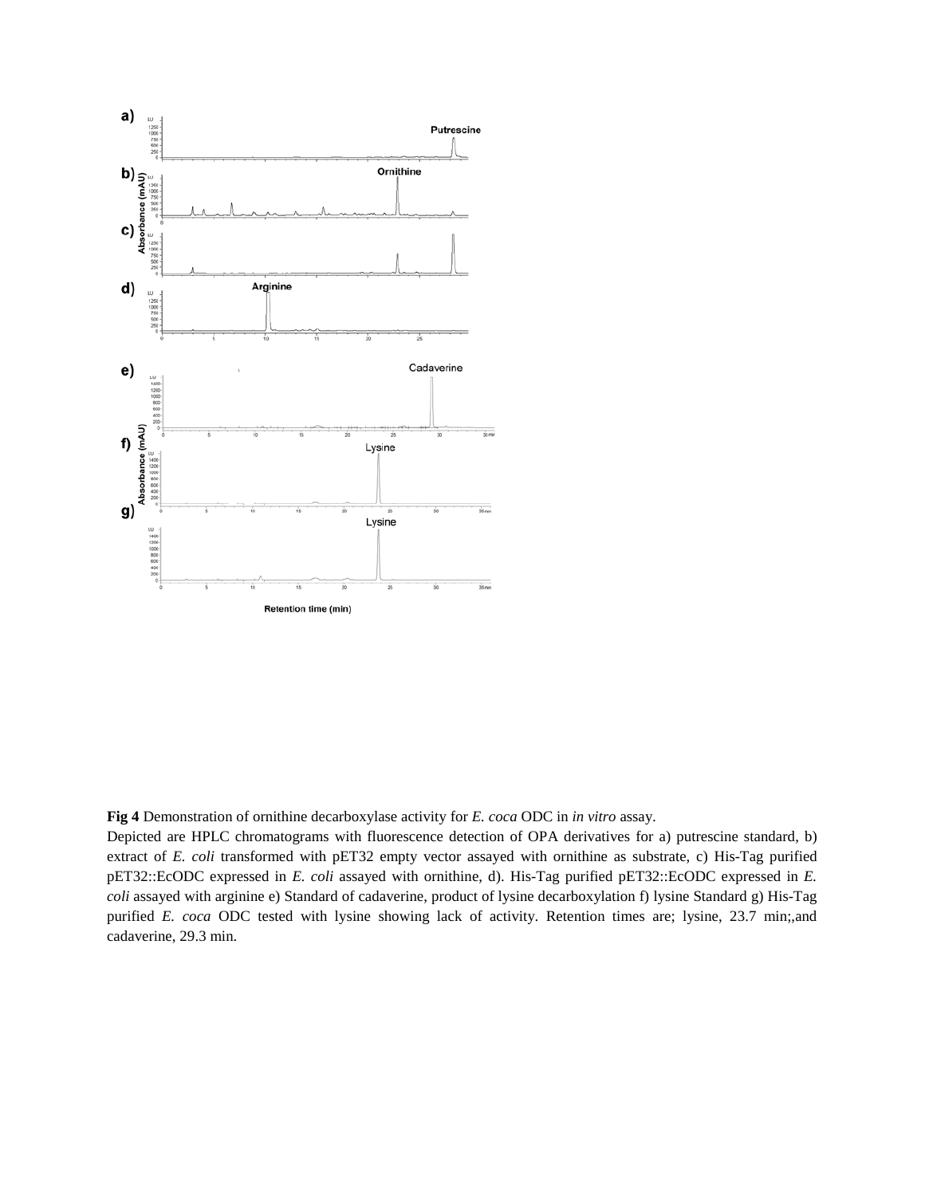**Fig 4** Demonstration of ornithine decarboxylase activity for *E. coca* ODC in *in vitro* assay.

Depicted are HPLC chromatograms with fluorescence detection of OPA derivatives for a) putrescine standard, b) extract of *E. coli* transformed with pET32 empty vector assayed with ornithine as substrate, c) His-Tag purified pET32::EcODC expressed in *E. coli* assayed with ornithine, d). His-Tag purified pET32::EcODC expressed in *E. coli* assayed with arginine e) Standard of cadaverine, product of lysine decarboxylation f) lysine Standard g) His-Tag purified *E. coca* ODC tested with lysine showing lack of activity. Retention times are; lysine, 23.7 min;,and cadaverine, 29.3 min.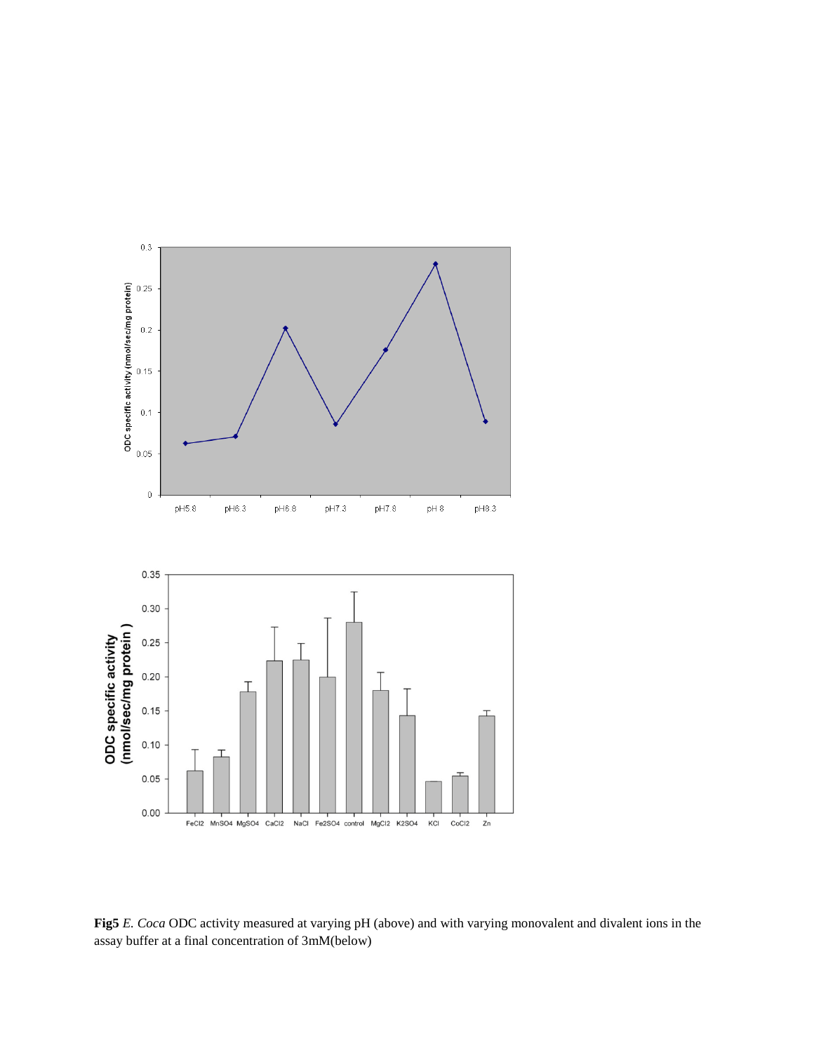**Fig5** *E. Coca* ODC activity measured at varying pH (above) and with varying monovalent and divalent ions in the assay buffer at a final concentration of 3mM(below)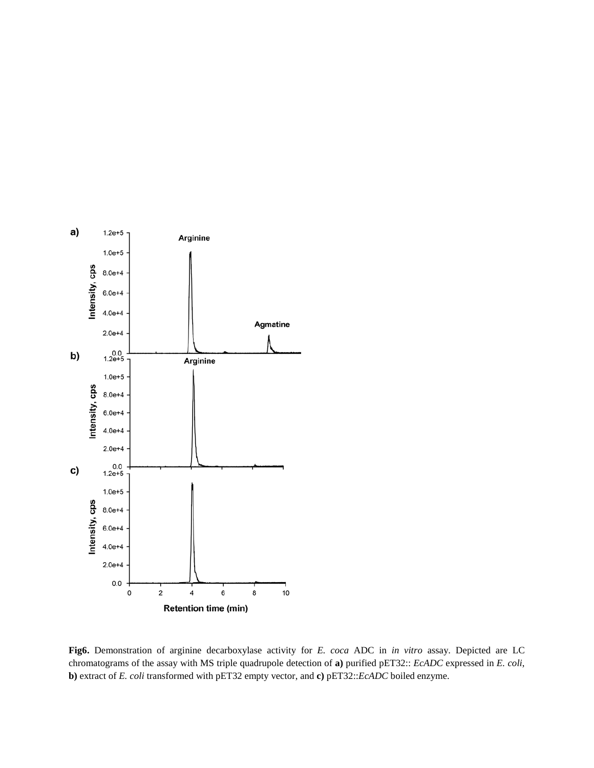**Fig6.** Demonstration of arginine decarboxylase activity for *E. coca* ADC in *in vitro* assay. Depicted are LC chromatograms of the assay with MS triple quadrupole detection of **a)** purified pET32:: *EcADC* expressed in *E. coli*, **b)** extract of *E. coli* transformed with pET32 empty vector, and **c)** pET32::*EcADC* boiled enzyme.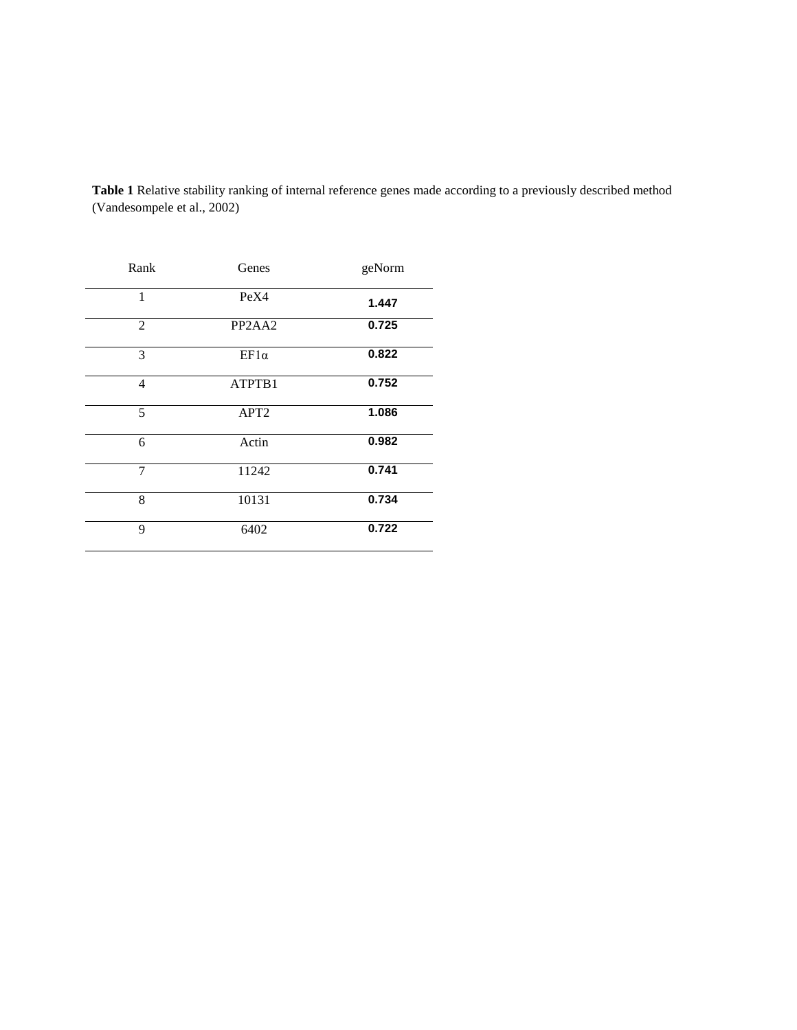**Table 1** Relative stability ranking of internal reference genes made according to a previously described method (Vandesompele et al., 2002)

| Rank | Genes | geNorm |
|---|---|---|
| 1 | PeX4 | **1.447** |
| 2 | PP2AA2 | **0.725** |
| 3 | EF1α | **0.822** |
| 4 | ATPTB1 | **0.752** |
| 5 | APT2 | **1.086** |
| 6 | Actin | **0.982** |
| 7 | 11242 | **0.741** |
| 8 | 10131 | **0.734** |
| 9 | 6402 | **0.722** |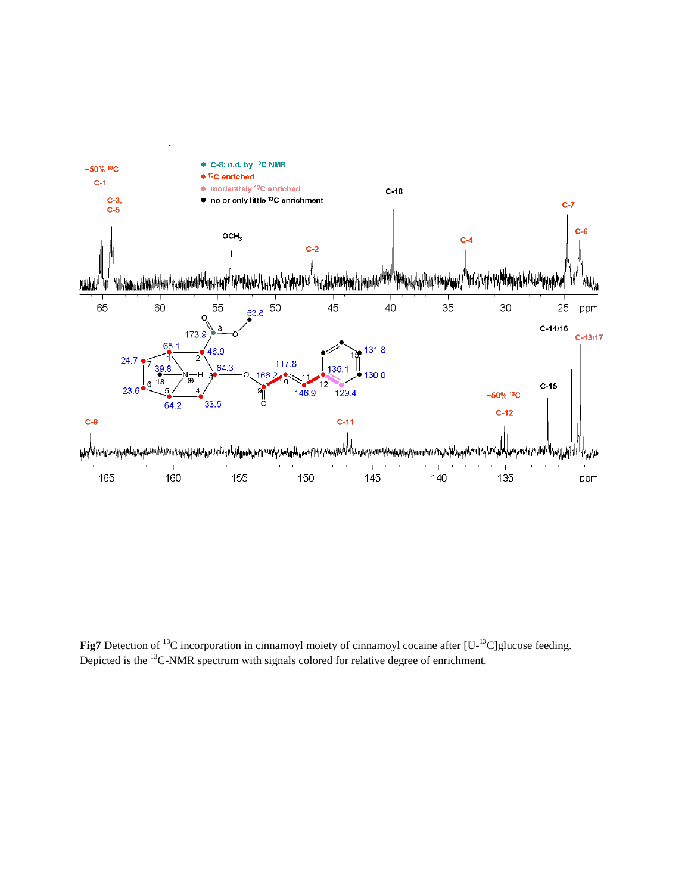**Fig7** Detection of $^{13}$C incorporation in cinnamoyl moiety of cinnamoyl cocaine after [U-$^{13}$C]glucose feeding. Depicted is the $^{13}$C-NMR spectrum with signals colored for relative degree of enrichment.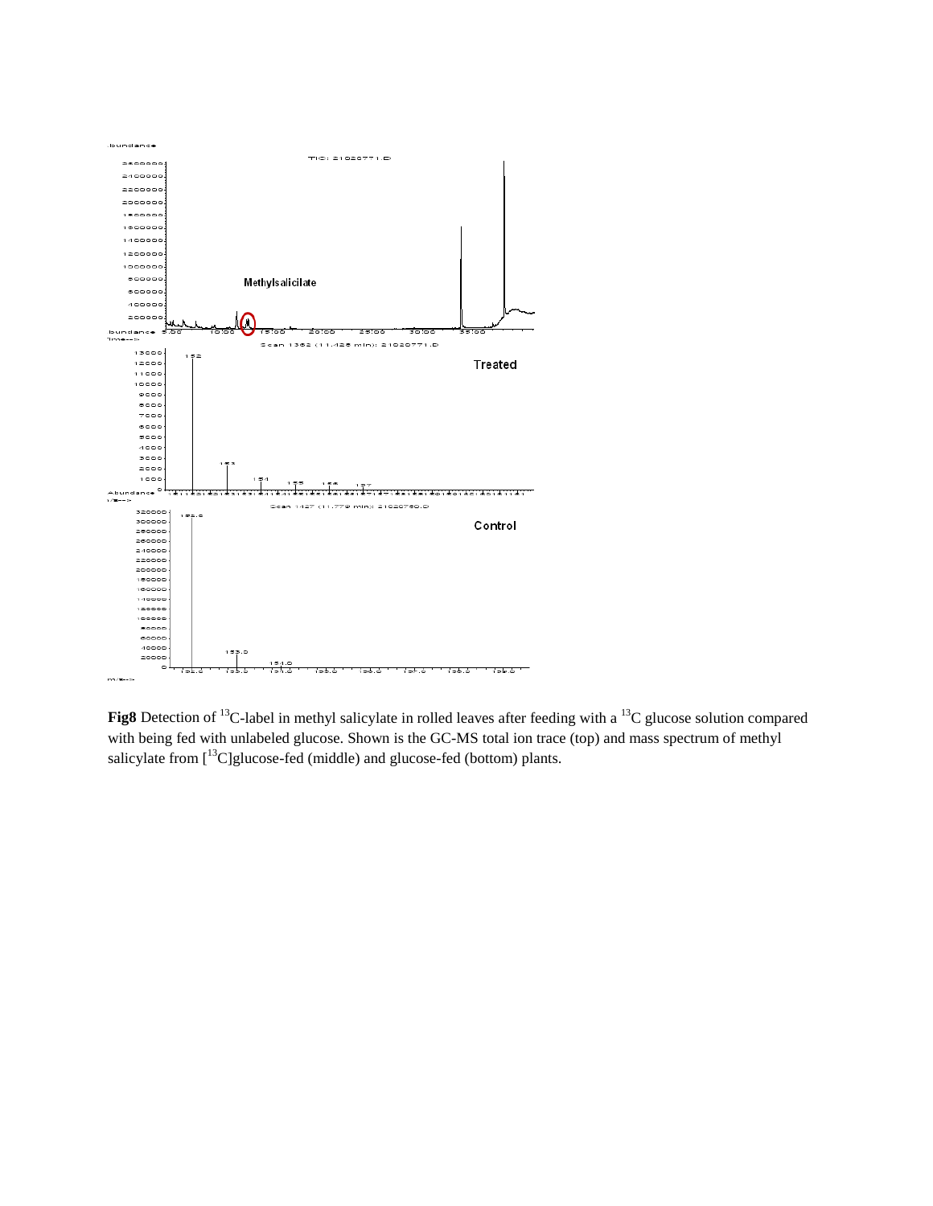**Fig8** Detection of $^{13}$C-label in methyl salicylate in rolled leaves after feeding with a $^{13}$C glucose solution compared with being fed with unlabeled glucose. Shown is the GC-MS total ion trace (top) and mass spectrum of methyl salicylate from [$^{13}$C]glucose-fed (middle) and glucose-fed (bottom) plants.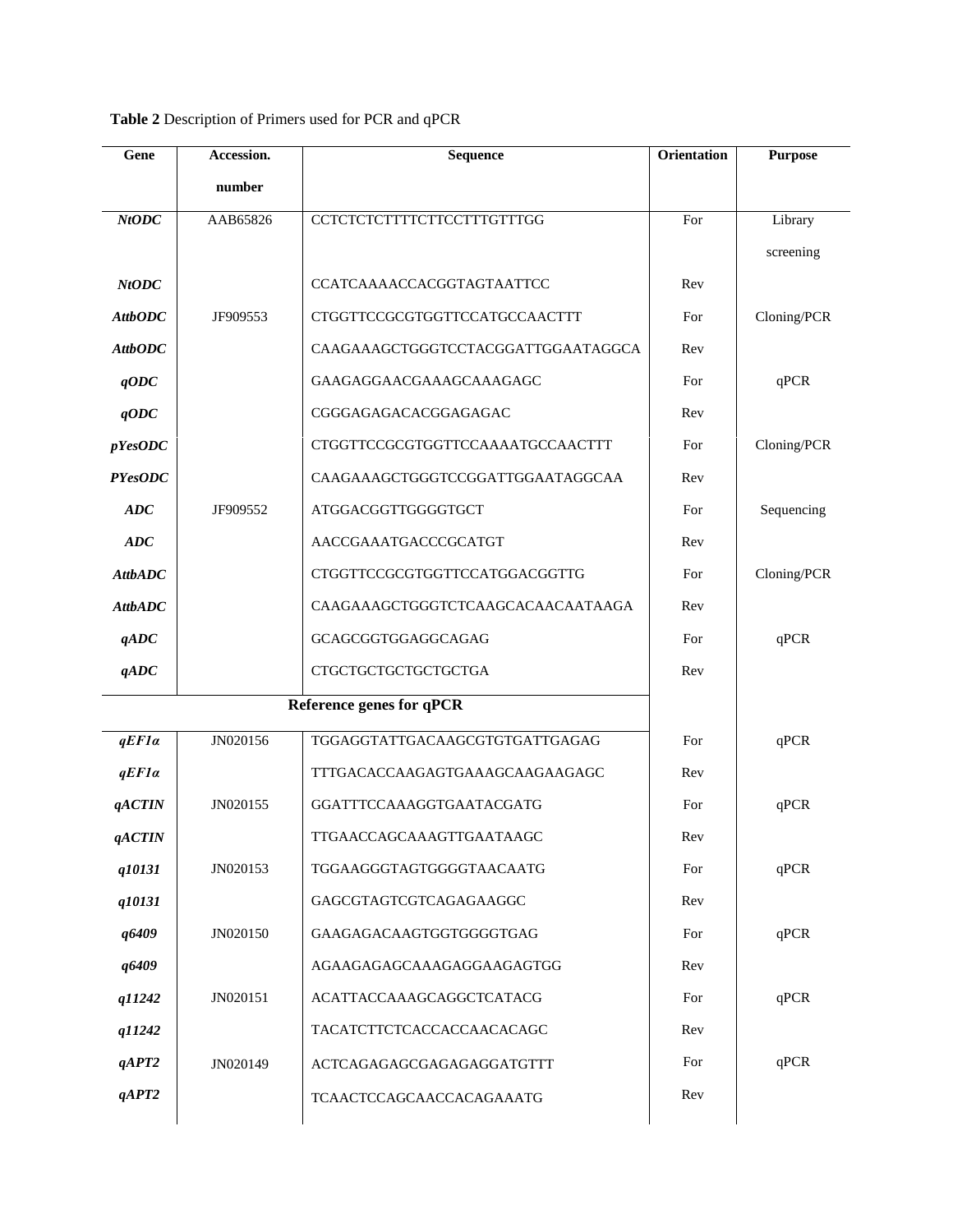**Table 2** Description of Primers used for PCR and qPCR

| Gene | Accession. number | Sequence | Orientation | Purpose |
|---|---|---|---|---|
| ***NtODC*** | AAB65826 | CCTCTCTCTTTTCTTCCTTTGTTTGG | For | Library screening |
| ***NtODC*** | | CCATCAAAACCACGGTAGTAATTCC | Rev | |
| ***AttbODC*** | JF909553 | CTGGTTCCGCGTGGTTCCATGCCAACTTT | For | Cloning/PCR |
| ***AttbODC*** | | CAAGAAAGCTGGGTCCTACGGATTGGAATAGGCA | Rev | |
| ***qODC*** | | GAAGAGGAACGAAAGCAAAGAGC | For | qPCR |
| ***qODC*** | | CGGGAGAGACACGGAGAGAC | Rev | |
| ***pYesODC*** | | CTGGTTCCGCGTGGTTCCAAAATGCCAACTTT | For | Cloning/PCR |
| ***PYesODC*** | | CAAGAAAGCTGGGTCCGGATTGGAATAGGCAA | Rev | |
| ***ADC*** | JF909552 | ATGGACGGTTGGGGTGCT | For | Sequencing |
| ***ADC*** | | AACCGAAATGACCCGCATGT | Rev | |
| ***AttbADC*** | | CTGGTTCCGCGTGGTTCCATGGACGGTTG | For | Cloning/PCR |
| ***AttbADC*** | | CAAGAAAGCTGGGTCTCAAGCACAACAATAAGA | Rev | |
| ***qADC*** | | GCAGCGGTGGAGGCAGAG | For | qPCR |
| ***qADC*** | | CTGCTGCTGCTGCTGCTGA | Rev | |
| **Reference genes for qPCR** | | | | |
| ***qEF1α*** | JN020156 | TGGAGGTATTGACAAGCGTGTGATTGAGAG | For | qPCR |
| ***qEF1α*** | | TTTGACACCAAGAGTGAAAGCAAGAAGAGC | Rev | |
| ***qACTIN*** | JN020155 | GGATTTCCAAAGGTGAATACGATG | For | qPCR |
| ***qACTIN*** | | TTGAACCAGCAAAGTTGAATAAGC | Rev | |
| ***q10131*** | JN020153 | TGGAAGGGTAGTGGGGTAACAATG | For | qPCR |
| ***q10131*** | | GAGCGTAGTCGTCAGAGAAGGC | Rev | |
| ***q6409*** | JN020150 | GAAGAGACAAGTGGTGGGGTGAG | For | qPCR |
| ***q6409*** | | AGAAGAGAGCAAAGAGGAAGAGTGG | Rev | |
| ***q11242*** | JN020151 | ACATTACCAAAGCAGGCTCATACG | For | qPCR |
| ***q11242*** | | TACATCTTCTCACCACCAACACAGC | Rev | |
| ***qAPT2*** | JN020149 | ACTCAGAGAGCGAGAGAGGATGTTT | For | qPCR |
| ***qAPT2*** | | TCAACTCCAGCAACCACAGAAATG | Rev | |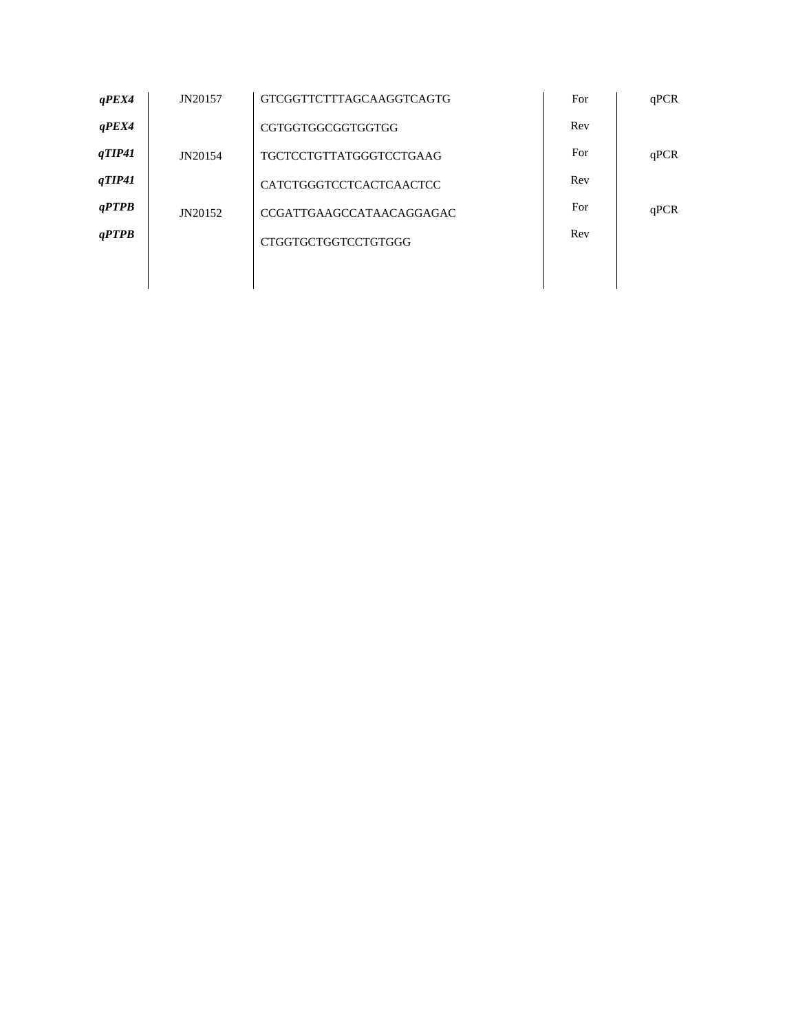| | | | | |
|---|---|---|---|---|
| ***qPEX4*** | JN20157 | GTCGGTTCTTTAGCAAGGTCAGTG | For | qPCR |
| ***qPEX4*** | | CGTGGTGGCGGTGGTGG | Rev | |
| ***qTIP41*** | JN20154 | TGCTCCTGTTATGGGTCCTGAAG | For | qPCR |
| ***qTIP41*** | | CATCTGGGTCCTCACTCAACTCC | Rev | |
| ***qPTPB*** | JN20152 | CCGATTGAAGCCATAACAGGAGAC | For | qPCR |
| ***qPTPB*** | | CTGGTGCTGGTCCTGTGGG | Rev | |